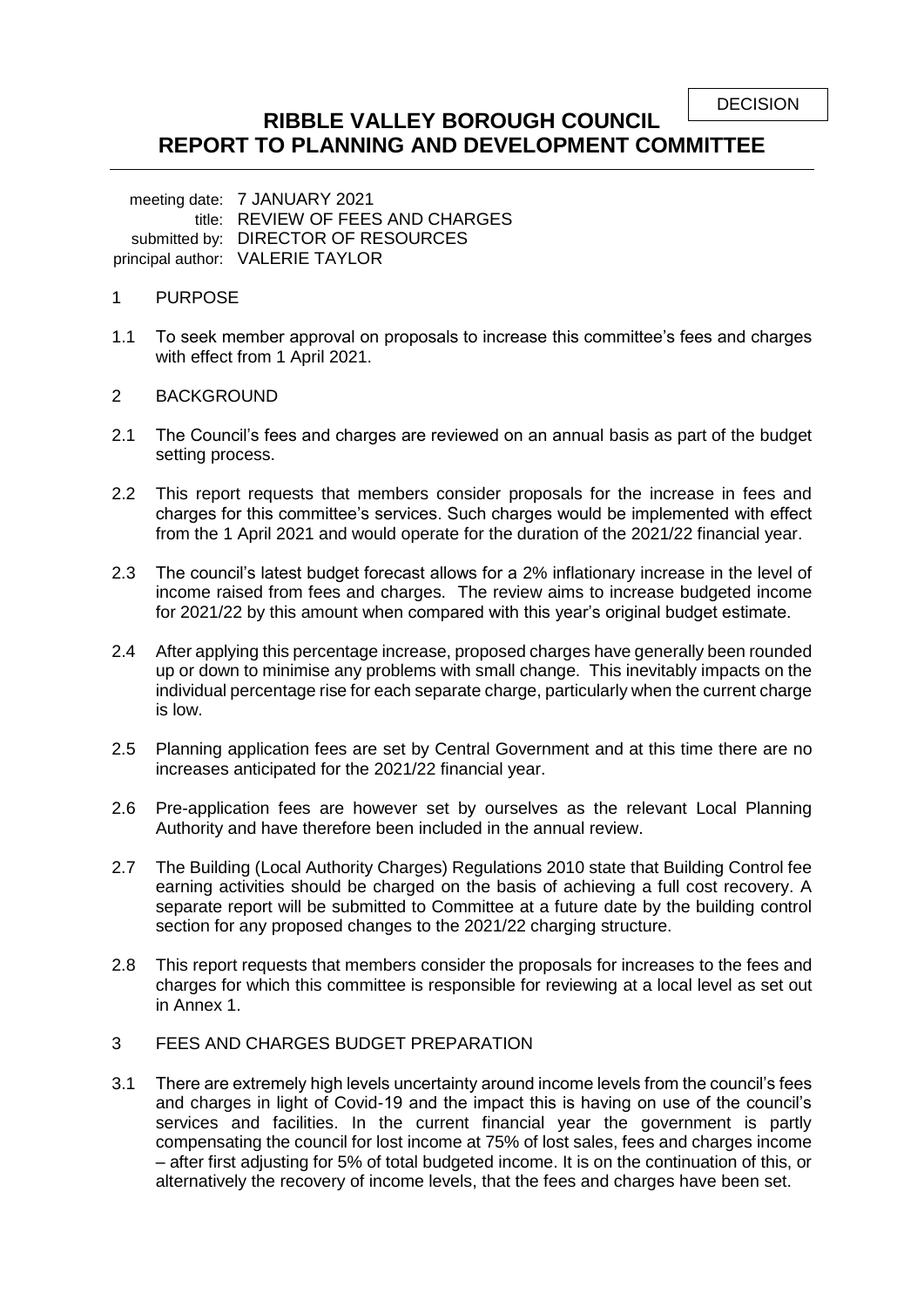DECISION

# RIBBLE VALLEY BOROUGH COUNCIL
# REPORT TO PLANNING AND DEVELOPMENT COMMITTEE

meeting date: 7 JANUARY 2021
title: REVIEW OF FEES AND CHARGES
submitted by: DIRECTOR OF RESOURCES
principal author: VALERIE TAYLOR

## 1 PURPOSE

1.1 To seek member approval on proposals to increase this committee's fees and charges with effect from 1 April 2021.

## 2 BACKGROUND

2.1 The Council's fees and charges are reviewed on an annual basis as part of the budget setting process.

2.2 This report requests that members consider proposals for the increase in fees and charges for this committee's services. Such charges would be implemented with effect from the 1 April 2021 and would operate for the duration of the 2021/22 financial year.

2.3 The council's latest budget forecast allows for a 2% inflationary increase in the level of income raised from fees and charges. The review aims to increase budgeted income for 2021/22 by this amount when compared with this year's original budget estimate.

2.4 After applying this percentage increase, proposed charges have generally been rounded up or down to minimise any problems with small change. This inevitably impacts on the individual percentage rise for each separate charge, particularly when the current charge is low.

2.5 Planning application fees are set by Central Government and at this time there are no increases anticipated for the 2021/22 financial year.

2.6 Pre-application fees are however set by ourselves as the relevant Local Planning Authority and have therefore been included in the annual review.

2.7 The Building (Local Authority Charges) Regulations 2010 state that Building Control fee earning activities should be charged on the basis of achieving a full cost recovery. A separate report will be submitted to Committee at a future date by the building control section for any proposed changes to the 2021/22 charging structure.

2.8 This report requests that members consider the proposals for increases to the fees and charges for which this committee is responsible for reviewing at a local level as set out in Annex 1.

## 3 FEES AND CHARGES BUDGET PREPARATION

3.1 There are extremely high levels uncertainty around income levels from the council's fees and charges in light of Covid-19 and the impact this is having on use of the council's services and facilities. In the current financial year the government is partly compensating the council for lost income at 75% of lost sales, fees and charges income – after first adjusting for 5% of total budgeted income. It is on the continuation of this, or alternatively the recovery of income levels, that the fees and charges have been set.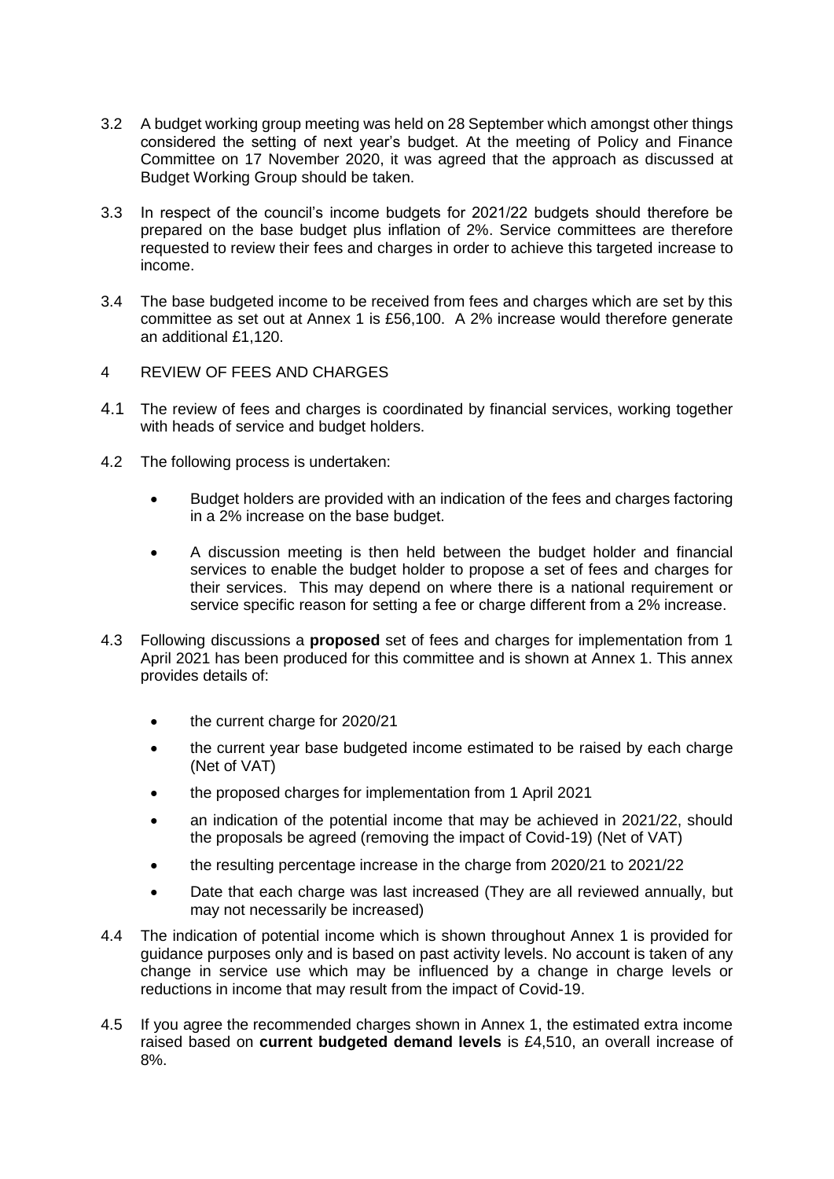3.2 A budget working group meeting was held on 28 September which amongst other things considered the setting of next year's budget. At the meeting of Policy and Finance Committee on 17 November 2020, it was agreed that the approach as discussed at Budget Working Group should be taken.

3.3 In respect of the council's income budgets for 2021/22 budgets should therefore be prepared on the base budget plus inflation of 2%. Service committees are therefore requested to review their fees and charges in order to achieve this targeted increase to income.

3.4 The base budgeted income to be received from fees and charges which are set by this committee as set out at Annex 1 is £56,100. A 2% increase would therefore generate an additional £1,120.

## 4 REVIEW OF FEES AND CHARGES

4.1 The review of fees and charges is coordinated by financial services, working together with heads of service and budget holders.

4.2 The following process is undertaken:

- Budget holders are provided with an indication of the fees and charges factoring in a 2% increase on the base budget.
- A discussion meeting is then held between the budget holder and financial services to enable the budget holder to propose a set of fees and charges for their services. This may depend on where there is a national requirement or service specific reason for setting a fee or charge different from a 2% increase.

4.3 Following discussions a **proposed** set of fees and charges for implementation from 1 April 2021 has been produced for this committee and is shown at Annex 1. This annex provides details of:

- the current charge for 2020/21
- the current year base budgeted income estimated to be raised by each charge (Net of VAT)
- the proposed charges for implementation from 1 April 2021
- an indication of the potential income that may be achieved in 2021/22, should the proposals be agreed (removing the impact of Covid-19) (Net of VAT)
- the resulting percentage increase in the charge from 2020/21 to 2021/22
- Date that each charge was last increased (They are all reviewed annually, but may not necessarily be increased)

4.4 The indication of potential income which is shown throughout Annex 1 is provided for guidance purposes only and is based on past activity levels. No account is taken of any change in service use which may be influenced by a change in charge levels or reductions in income that may result from the impact of Covid-19.

4.5 If you agree the recommended charges shown in Annex 1, the estimated extra income raised based on **current budgeted demand levels** is £4,510, an overall increase of 8%.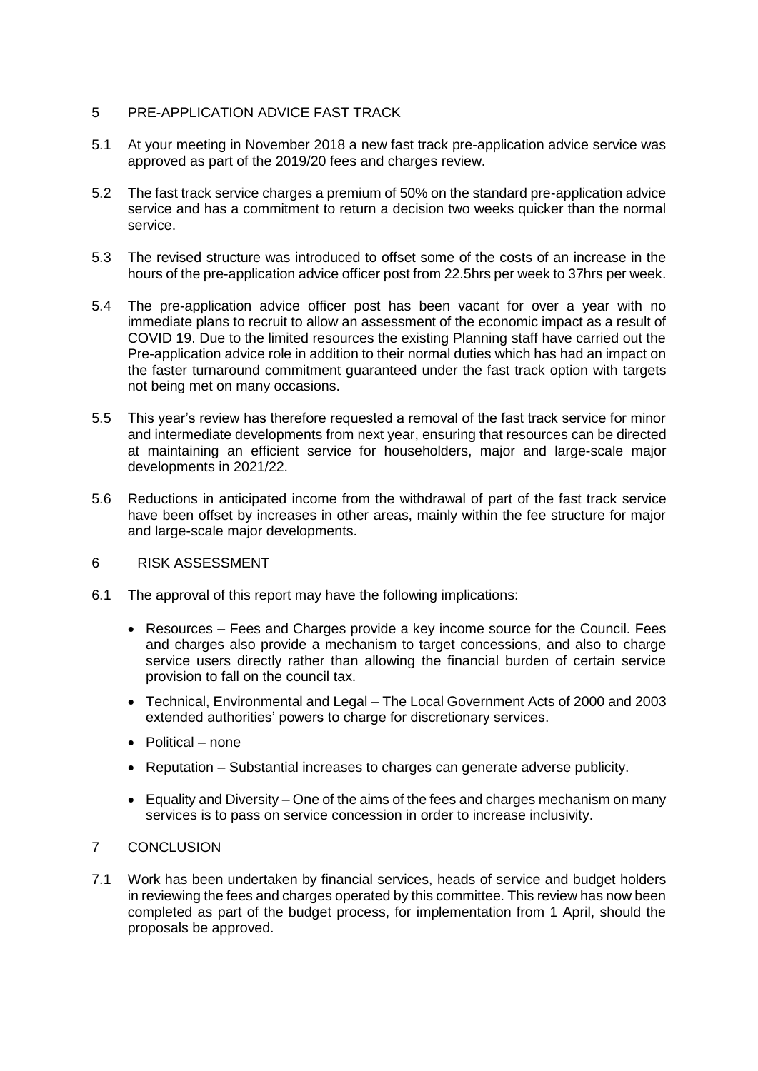## 5 PRE-APPLICATION ADVICE FAST TRACK

5.1 At your meeting in November 2018 a new fast track pre-application advice service was approved as part of the 2019/20 fees and charges review.

5.2 The fast track service charges a premium of 50% on the standard pre-application advice service and has a commitment to return a decision two weeks quicker than the normal service.

5.3 The revised structure was introduced to offset some of the costs of an increase in the hours of the pre-application advice officer post from 22.5hrs per week to 37hrs per week.

5.4 The pre-application advice officer post has been vacant for over a year with no immediate plans to recruit to allow an assessment of the economic impact as a result of COVID 19. Due to the limited resources the existing Planning staff have carried out the Pre-application advice role in addition to their normal duties which has had an impact on the faster turnaround commitment guaranteed under the fast track option with targets not being met on many occasions.

5.5 This year's review has therefore requested a removal of the fast track service for minor and intermediate developments from next year, ensuring that resources can be directed at maintaining an efficient service for householders, major and large-scale major developments in 2021/22.

5.6 Reductions in anticipated income from the withdrawal of part of the fast track service have been offset by increases in other areas, mainly within the fee structure for major and large-scale major developments.

## 6 RISK ASSESSMENT

6.1 The approval of this report may have the following implications:

- Resources – Fees and Charges provide a key income source for the Council. Fees and charges also provide a mechanism to target concessions, and also to charge service users directly rather than allowing the financial burden of certain service provision to fall on the council tax.
- Technical, Environmental and Legal – The Local Government Acts of 2000 and 2003 extended authorities' powers to charge for discretionary services.
- Political – none
- Reputation – Substantial increases to charges can generate adverse publicity.
- Equality and Diversity – One of the aims of the fees and charges mechanism on many services is to pass on service concession in order to increase inclusivity.

## 7 CONCLUSION

7.1 Work has been undertaken by financial services, heads of service and budget holders in reviewing the fees and charges operated by this committee. This review has now been completed as part of the budget process, for implementation from 1 April, should the proposals be approved.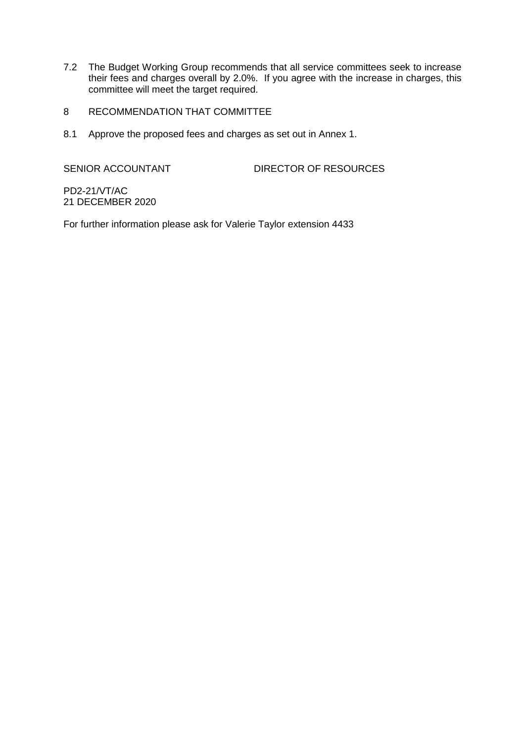7.2 The Budget Working Group recommends that all service committees seek to increase their fees and charges overall by 2.0%. If you agree with the increase in charges, this committee will meet the target required.

8 RECOMMENDATION THAT COMMITTEE

8.1 Approve the proposed fees and charges as set out in Annex 1.

SENIOR ACCOUNTANT DIRECTOR OF RESOURCES

PD2-21/VT/AC
21 DECEMBER 2020

For further information please ask for Valerie Taylor extension 4433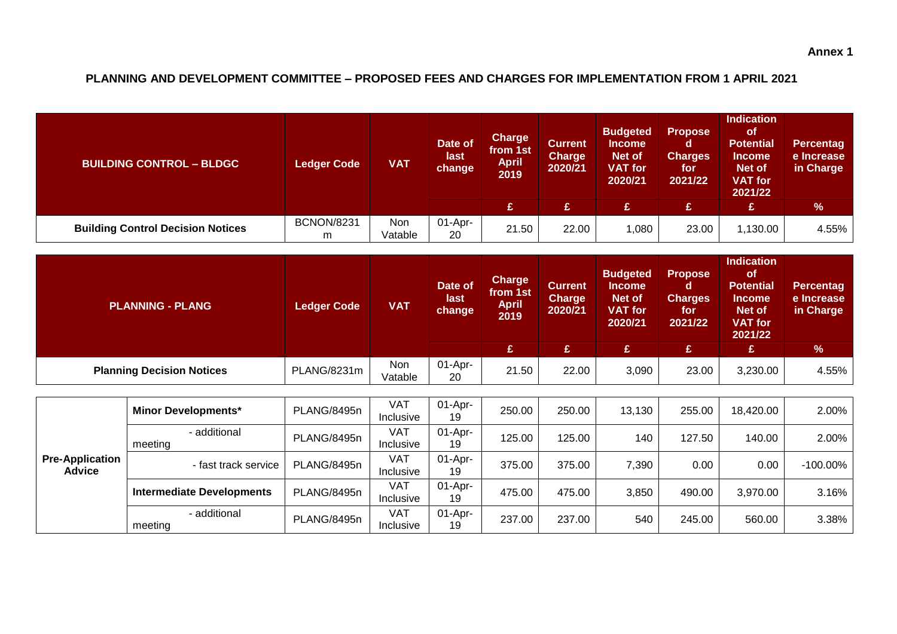**Annex 1**

## PLANNING AND DEVELOPMENT COMMITTEE – PROPOSED FEES AND CHARGES FOR IMPLEMENTATION FROM 1 APRIL 2021

| BUILDING CONTROL – BLDGC | Ledger Code | VAT | Date of last change | Charge from 1st April 2019 | Current Charge 2020/21 | Budgeted Income Net of VAT for 2020/21 | Proposed Charges for 2021/22 | Indication of Potential Income Net of VAT for 2021/22 | Percentage Increase in Charge |
|---|---|---|---|---|---|---|---|---|---|
| | | | | £ | £ | £ | £ | £ | % |
| **Building Control Decision Notices** | BCNON/8231m | Non Vatable | 01-Apr-20 | 21.50 | 22.00 | 1,080 | 23.00 | 1,130.00 | 4.55% |

| PLANNING - PLANG | Ledger Code | VAT | Date of last change | Charge from 1st April 2019 | Current Charge 2020/21 | Budgeted Income Net of VAT for 2020/21 | Proposed Charges for 2021/22 | Indication of Potential Income Net of VAT for 2021/22 | Percentage Increase in Charge |
|---|---|---|---|---|---|---|---|---|---|
| | | | | £ | £ | £ | £ | £ | % |
| **Planning Decision Notices** | PLANG/8231m | Non Vatable | 01-Apr-20 | 21.50 | 22.00 | 3,090 | 23.00 | 3,230.00 | 4.55% |

| | | Ledger Code | VAT | Date of last change | Charge from 1st April 2019 | Current Charge 2020/21 | Budgeted Income Net of VAT for 2020/21 | Proposed Charges for 2021/22 | Indication of Potential Income Net of VAT for 2021/22 | Percentage Increase in Charge |
|---|---|---|---|---|---|---|---|---|---|---|
| **Pre-Application Advice** | **Minor Developments*** | PLANG/8495n | VAT Inclusive | 01-Apr-19 | 250.00 | 250.00 | 13,130 | 255.00 | 18,420.00 | 2.00% |
| | - additional meeting | PLANG/8495n | VAT Inclusive | 01-Apr-19 | 125.00 | 125.00 | 140 | 127.50 | 140.00 | 2.00% |
| | - fast track service | PLANG/8495n | VAT Inclusive | 01-Apr-19 | 375.00 | 375.00 | 7,390 | 0.00 | 0.00 | -100.00% |
| | **Intermediate Developments** | PLANG/8495n | VAT Inclusive | 01-Apr-19 | 475.00 | 475.00 | 3,850 | 490.00 | 3,970.00 | 3.16% |
| | - additional meeting | PLANG/8495n | VAT Inclusive | 01-Apr-19 | 237.00 | 237.00 | 540 | 245.00 | 560.00 | 3.38% |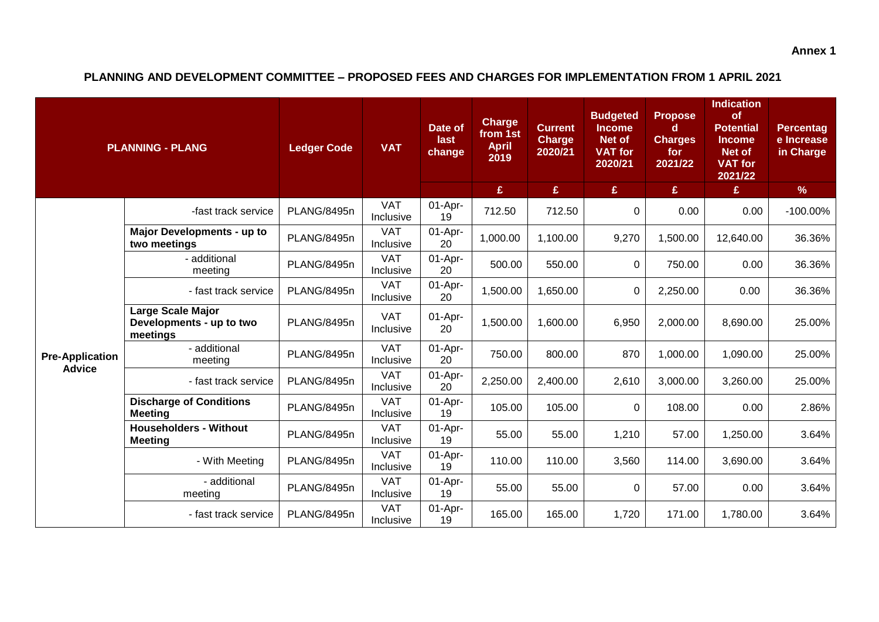**Annex 1**

## PLANNING AND DEVELOPMENT COMMITTEE – PROPOSED FEES AND CHARGES FOR IMPLEMENTATION FROM 1 APRIL 2021

| PLANNING - PLANG | | Ledger Code | VAT | Date of last change | Charge from 1st April 2019 | Current Charge 2020/21 | Budgeted Income Net of VAT for 2020/21 | Proposed Charges for 2021/22 | Indication of Potential Income Net of VAT for 2021/22 | Percentage Increase in Charge |
|---|---|---|---|---|---|---|---|---|---|---|
| | | | | | £ | £ | £ | £ | £ | % |
| Pre-Application Advice | -fast track service | PLANG/8495n | VAT Inclusive | 01-Apr-19 | 712.50 | 712.50 | 0 | 0.00 | 0.00 | -100.00% |
| | **Major Developments - up to two meetings** | PLANG/8495n | VAT Inclusive | 01-Apr-20 | 1,000.00 | 1,100.00 | 9,270 | 1,500.00 | 12,640.00 | 36.36% |
| | - additional meeting | PLANG/8495n | VAT Inclusive | 01-Apr-20 | 500.00 | 550.00 | 0 | 750.00 | 0.00 | 36.36% |
| | - fast track service | PLANG/8495n | VAT Inclusive | 01-Apr-20 | 1,500.00 | 1,650.00 | 0 | 2,250.00 | 0.00 | 36.36% |
| | **Large Scale Major Developments - up to two meetings** | PLANG/8495n | VAT Inclusive | 01-Apr-20 | 1,500.00 | 1,600.00 | 6,950 | 2,000.00 | 8,690.00 | 25.00% |
| | - additional meeting | PLANG/8495n | VAT Inclusive | 01-Apr-20 | 750.00 | 800.00 | 870 | 1,000.00 | 1,090.00 | 25.00% |
| | - fast track service | PLANG/8495n | VAT Inclusive | 01-Apr-20 | 2,250.00 | 2,400.00 | 2,610 | 3,000.00 | 3,260.00 | 25.00% |
| | **Discharge of Conditions Meeting** | PLANG/8495n | VAT Inclusive | 01-Apr-19 | 105.00 | 105.00 | 0 | 108.00 | 0.00 | 2.86% |
| | **Householders - Without Meeting** | PLANG/8495n | VAT Inclusive | 01-Apr-19 | 55.00 | 55.00 | 1,210 | 57.00 | 1,250.00 | 3.64% |
| | - With Meeting | PLANG/8495n | VAT Inclusive | 01-Apr-19 | 110.00 | 110.00 | 3,560 | 114.00 | 3,690.00 | 3.64% |
| | - additional meeting | PLANG/8495n | VAT Inclusive | 01-Apr-19 | 55.00 | 55.00 | 0 | 57.00 | 0.00 | 3.64% |
| | - fast track service | PLANG/8495n | VAT Inclusive | 01-Apr-19 | 165.00 | 165.00 | 1,720 | 171.00 | 1,780.00 | 3.64% |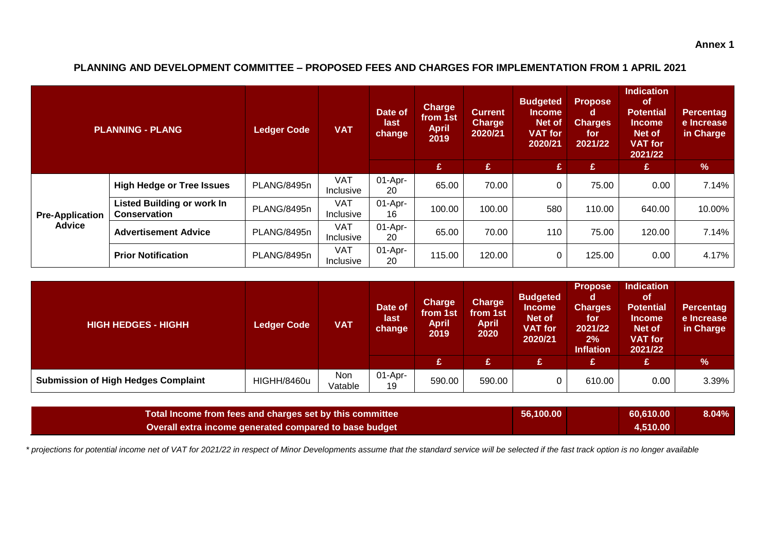**Annex 1**

## PLANNING AND DEVELOPMENT COMMITTEE – PROPOSED FEES AND CHARGES FOR IMPLEMENTATION FROM 1 APRIL 2021

| PLANNING - PLANG | | Ledger Code | VAT | Date of last change | Charge from 1st April 2019 | Current Charge 2020/21 | Budgeted Income Net of VAT for 2020/21 | Proposed Charges for 2021/22 | Indication of Potential Income Net of VAT for 2021/22 | Percentage Increase in Charge |
|---|---|---|---|---|---|---|---|---|---|---|
| | | | | | £ | £ | £ | £ | £ | % |
| Pre-Application Advice | **High Hedge or Tree Issues** | PLANG/8495n | VAT Inclusive | 01-Apr-20 | 65.00 | 70.00 | 0 | 75.00 | 0.00 | 7.14% |
| | **Listed Building or work In Conservation** | PLANG/8495n | VAT Inclusive | 01-Apr-16 | 100.00 | 100.00 | 580 | 110.00 | 640.00 | 10.00% |
| | **Advertisement Advice** | PLANG/8495n | VAT Inclusive | 01-Apr-20 | 65.00 | 70.00 | 110 | 75.00 | 120.00 | 7.14% |
| | **Prior Notification** | PLANG/8495n | VAT Inclusive | 01-Apr-20 | 115.00 | 120.00 | 0 | 125.00 | 0.00 | 4.17% |

| HIGH HEDGES - HIGHH | Ledger Code | VAT | Date of last change | Charge from 1st April 2019 | Charge from 1st April 2020 | Budgeted Income Net of VAT for 2020/21 | Proposed Charges for 2021/22 2% Inflation | Indication of Potential Income Net of VAT for 2021/22 | Percentage Increase in Charge |
|---|---|---|---|---|---|---|---|---|---|
| | | | | £ | £ | £ | £ | £ | % |
| **Submission of High Hedges Complaint** | HIGHH/8460u | Non Vatable | 01-Apr-19 | 590.00 | 590.00 | 0 | 610.00 | 0.00 | 3.39% |

| | | | | |
|---|---|---|---|---|
| **Total Income from fees and charges set by this committee** | **56,100.00** | | **60,610.00** | **8.04%** |
| **Overall extra income generated compared to base budget** | | | **4,510.00** | |

*\* projections for potential income net of VAT for 2021/22 in respect of Minor Developments assume that the standard service will be selected if the fast track option is no longer available*